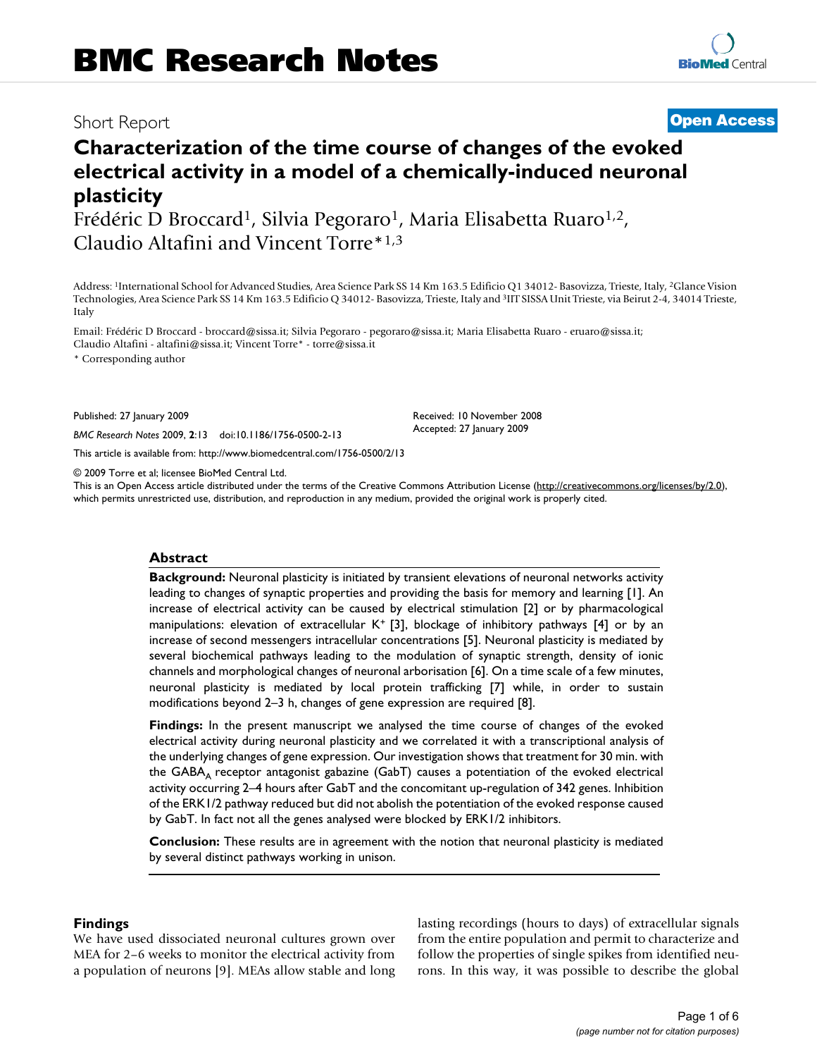# BMC Research Notes

Short Report

**Open Access**

# Characterization of the time course of changes of the evoked electrical activity in a model of a chemically-induced neuronal plasticity

Frédéric D Broccard[1], Silvia Pegoraro[1], Maria Elisabetta Ruaro[1,2], Claudio Altafini and Vincent Torre*[1,3]

Address: [1]International School for Advanced Studies, Area Science Park SS 14 Km 163.5 Edificio Q1 34012- Basovizza, Trieste, Italy, [2]Glance Vision Technologies, Area Science Park SS 14 Km 163.5 Edificio Q 34012- Basovizza, Trieste, Italy and [3]IIT SISSA Unit Trieste, via Beirut 2-4, 34014 Trieste, Italy

Email: Frédéric D Broccard - broccard@sissa.it; Silvia Pegoraro - pegoraro@sissa.it; Maria Elisabetta Ruaro - eruaro@sissa.it; Claudio Altafini - altafini@sissa.it; Vincent Torre* - torre@sissa.it

* Corresponding author

Published: 27 January 2009

*BMC Research Notes* 2009, **2**:13 doi:10.1186/1756-0500-2-13

Received: 10 November 2008
Accepted: 27 January 2009

This article is available from: http://www.biomedcentral.com/1756-0500/2/13

© 2009 Torre et al; licensee BioMed Central Ltd.
This is an Open Access article distributed under the terms of the Creative Commons Attribution License (http://creativecommons.org/licenses/by/2.0), which permits unrestricted use, distribution, and reproduction in any medium, provided the original work is properly cited.

## Abstract

**Background:** Neuronal plasticity is initiated by transient elevations of neuronal networks activity leading to changes of synaptic properties and providing the basis for memory and learning [1]. An increase of electrical activity can be caused by electrical stimulation [2] or by pharmacological manipulations: elevation of extracellular $K^+$ [3], blockage of inhibitory pathways [4] or by an increase of second messengers intracellular concentrations [5]. Neuronal plasticity is mediated by several biochemical pathways leading to the modulation of synaptic strength, density of ionic channels and morphological changes of neuronal arborisation [6]. On a time scale of a few minutes, neuronal plasticity is mediated by local protein trafficking [7] while, in order to sustain modifications beyond 2–3 h, changes of gene expression are required [8].

**Findings:** In the present manuscript we analysed the time course of changes of the evoked electrical activity during neuronal plasticity and we correlated it with a transcriptional analysis of the underlying changes of gene expression. Our investigation shows that treatment for 30 min. with the $GABA_A$ receptor antagonist gabazine (GabT) causes a potentiation of the evoked electrical activity occurring 2–4 hours after GabT and the concomitant up-regulation of 342 genes. Inhibition of the ERK1/2 pathway reduced but did not abolish the potentiation of the evoked response caused by GabT. In fact not all the genes analysed were blocked by ERK1/2 inhibitors.

**Conclusion:** These results are in agreement with the notion that neuronal plasticity is mediated by several distinct pathways working in unison.

## Findings

We have used dissociated neuronal cultures grown over MEA for 2–6 weeks to monitor the electrical activity from a population of neurons [9]. MEAs allow stable and long lasting recordings (hours to days) of extracellular signals from the entire population and permit to characterize and follow the properties of single spikes from identified neurons. In this way, it was possible to describe the global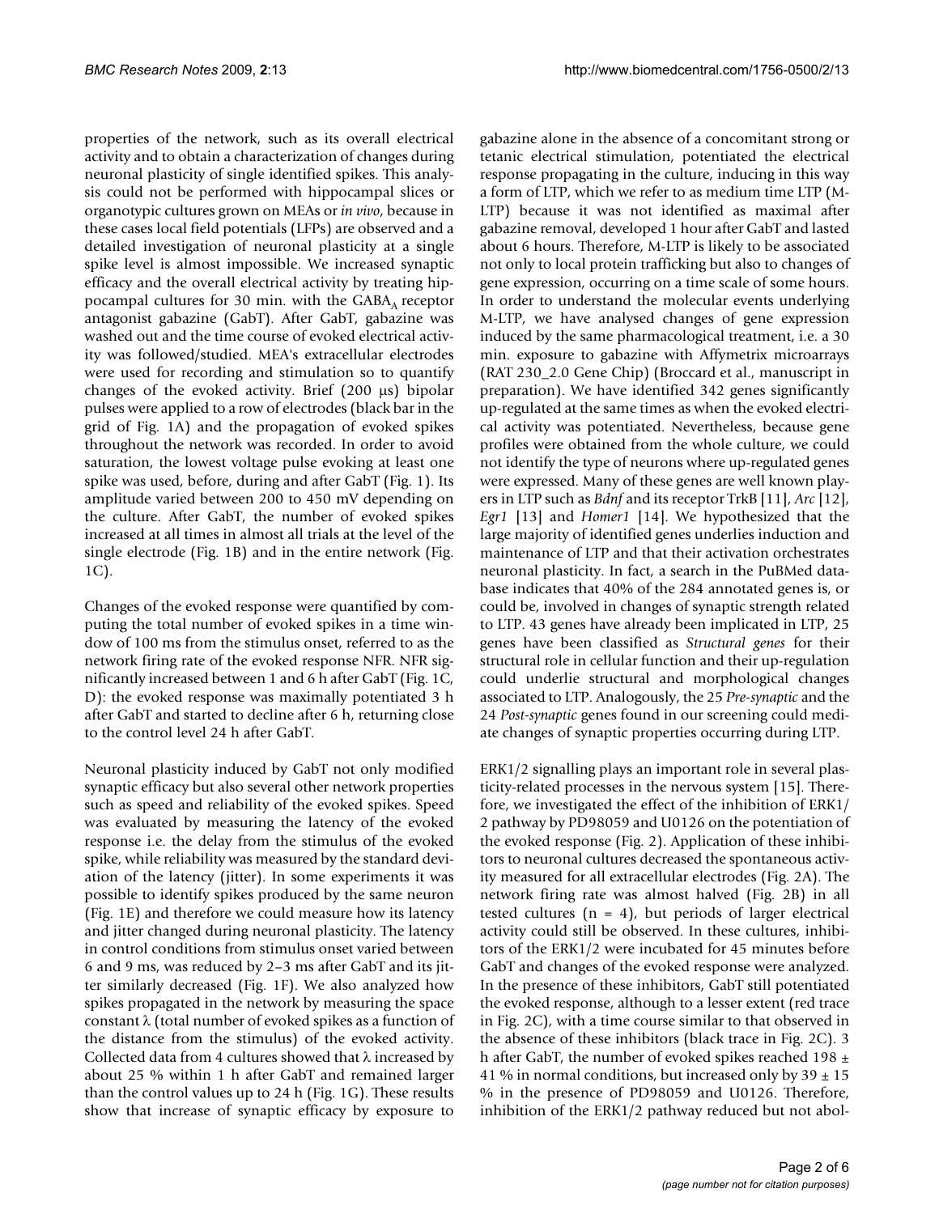properties of the network, such as its overall electrical activity and to obtain a characterization of changes during neuronal plasticity of single identified spikes. This analysis could not be performed with hippocampal slices or organotypic cultures grown on MEAs or *in vivo*, because in these cases local field potentials (LFPs) are observed and a detailed investigation of neuronal plasticity at a single spike level is almost impossible. We increased synaptic efficacy and the overall electrical activity by treating hippocampal cultures for 30 min. with the $GABA_A$ receptor antagonist gabazine (GabT). After GabT, gabazine was washed out and the time course of evoked electrical activity was followed/studied. MEA's extracellular electrodes were used for recording and stimulation so to quantify changes of the evoked activity. Brief (200 μs) bipolar pulses were applied to a row of electrodes (black bar in the grid of Fig. 1A) and the propagation of evoked spikes throughout the network was recorded. In order to avoid saturation, the lowest voltage pulse evoking at least one spike was used, before, during and after GabT (Fig. 1). Its amplitude varied between 200 to 450 mV depending on the culture. After GabT, the number of evoked spikes increased at all times in almost all trials at the level of the single electrode (Fig. 1B) and in the entire network (Fig. 1C).

Changes of the evoked response were quantified by computing the total number of evoked spikes in a time window of 100 ms from the stimulus onset, referred to as the network firing rate of the evoked response NFR. NFR significantly increased between 1 and 6 h after GabT (Fig. 1C, D): the evoked response was maximally potentiated 3 h after GabT and started to decline after 6 h, returning close to the control level 24 h after GabT.

Neuronal plasticity induced by GabT not only modified synaptic efficacy but also several other network properties such as speed and reliability of the evoked spikes. Speed was evaluated by measuring the latency of the evoked response i.e. the delay from the stimulus of the evoked spike, while reliability was measured by the standard deviation of the latency (jitter). In some experiments it was possible to identify spikes produced by the same neuron (Fig. 1E) and therefore we could measure how its latency and jitter changed during neuronal plasticity. The latency in control conditions from stimulus onset varied between 6 and 9 ms, was reduced by 2–3 ms after GabT and its jitter similarly decreased (Fig. 1F). We also analyzed how spikes propagated in the network by measuring the space constant λ (total number of evoked spikes as a function of the distance from the stimulus) of the evoked activity. Collected data from 4 cultures showed that λ increased by about 25 % within 1 h after GabT and remained larger than the control values up to 24 h (Fig. 1G). These results show that increase of synaptic efficacy by exposure to gabazine alone in the absence of a concomitant strong or tetanic electrical stimulation, potentiated the electrical response propagating in the culture, inducing in this way a form of LTP, which we refer to as medium time LTP (M-LTP) because it was not identified as maximal after gabazine removal, developed 1 hour after GabT and lasted about 6 hours. Therefore, M-LTP is likely to be associated not only to local protein trafficking but also to changes of gene expression, occurring on a time scale of some hours. In order to understand the molecular events underlying M-LTP, we have analysed changes of gene expression induced by the same pharmacological treatment, i.e. a 30 min. exposure to gabazine with Affymetrix microarrays (RAT 230_2.0 Gene Chip) (Broccard et al., manuscript in preparation). We have identified 342 genes significantly up-regulated at the same times as when the evoked electrical activity was potentiated. Nevertheless, because gene profiles were obtained from the whole culture, we could not identify the type of neurons where up-regulated genes were expressed. Many of these genes are well known players in LTP such as *Bdnf* and its receptor TrkB [11], *Arc* [12], *Egr1* [13] and *Homer1* [14]. We hypothesized that the large majority of identified genes underlies induction and maintenance of LTP and that their activation orchestrates neuronal plasticity. In fact, a search in the PuBMed database indicates that 40% of the 284 annotated genes is, or could be, involved in changes of synaptic strength related to LTP. 43 genes have already been implicated in LTP, 25 genes have been classified as *Structural genes* for their structural role in cellular function and their up-regulation could underlie structural and morphological changes associated to LTP. Analogously, the 25 *Pre-synaptic* and the 24 *Post-synaptic* genes found in our screening could mediate changes of synaptic properties occurring during LTP.

ERK1/2 signalling plays an important role in several plasticity-related processes in the nervous system [15]. Therefore, we investigated the effect of the inhibition of ERK1/2 pathway by PD98059 and U0126 on the potentiation of the evoked response (Fig. 2). Application of these inhibitors to neuronal cultures decreased the spontaneous activity measured for all extracellular electrodes (Fig. 2A). The network firing rate was almost halved (Fig. 2B) in all tested cultures (n = 4), but periods of larger electrical activity could still be observed. In these cultures, inhibitors of the ERK1/2 were incubated for 45 minutes before GabT and changes of the evoked response were analyzed. In the presence of these inhibitors, GabT still potentiated the evoked response, although to a lesser extent (red trace in Fig. 2C), with a time course similar to that observed in the absence of these inhibitors (black trace in Fig. 2C). 3 h after GabT, the number of evoked spikes reached 198 ± 41 % in normal conditions, but increased only by 39 ± 15 % in the presence of PD98059 and U0126. Therefore, inhibition of the ERK1/2 pathway reduced but not abol-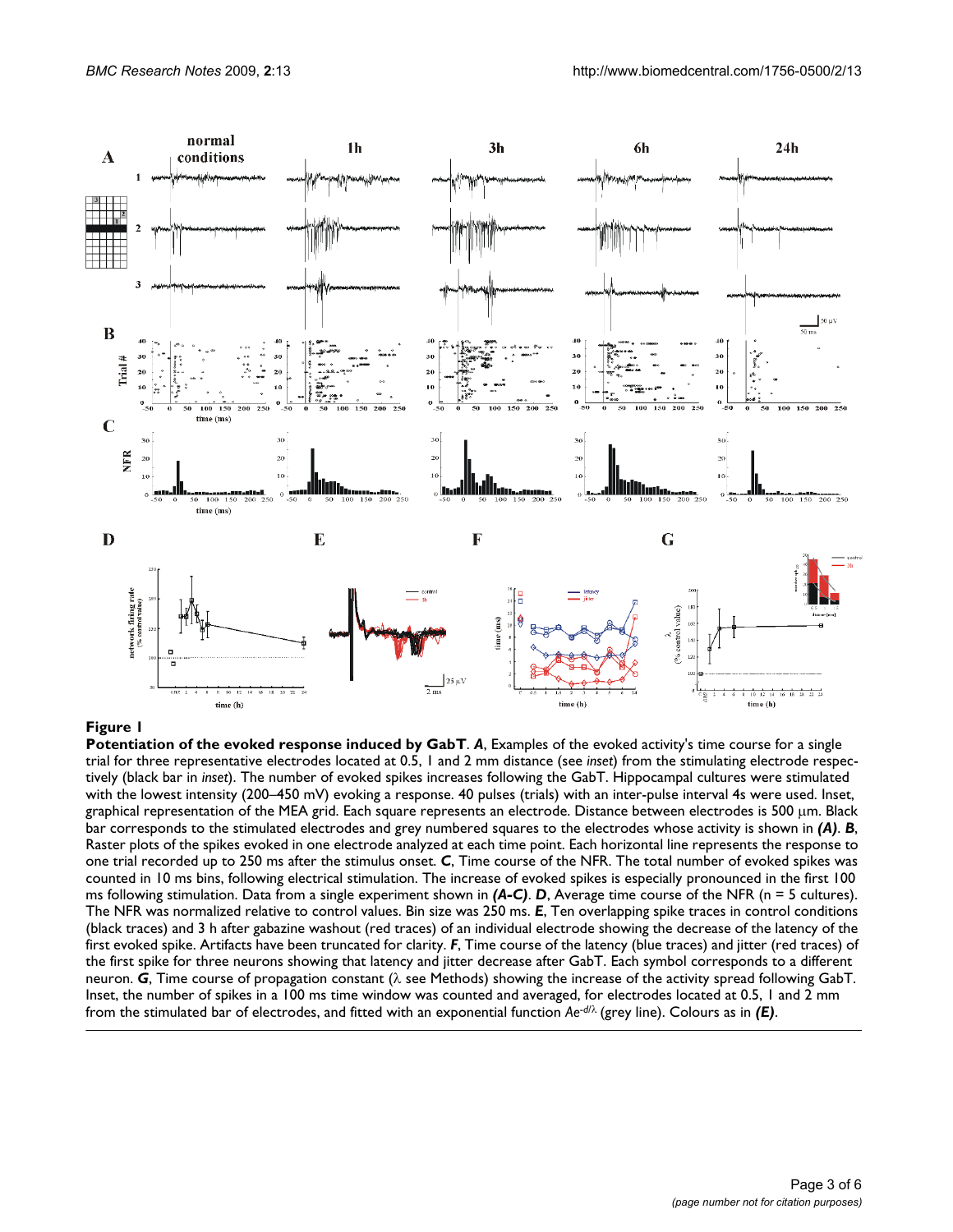**Figure 1**

**Potentiation of the evoked response induced by GabT**. ***A***, Examples of the evoked activity's time course for a single trial for three representative electrodes located at 0.5, 1 and 2 mm distance (see *inset*) from the stimulating electrode respectively (black bar in *inset*). The number of evoked spikes increases following the GabT. Hippocampal cultures were stimulated with the lowest intensity (200–450 mV) evoking a response. 40 pulses (trials) with an inter-pulse interval 4s were used. Inset, graphical representation of the MEA grid. Each square represents an electrode. Distance between electrodes is 500 μm. Black bar corresponds to the stimulated electrodes and grey numbered squares to the electrodes whose activity is shown in ***(A)***. ***B***, Raster plots of the spikes evoked in one electrode analyzed at each time point. Each horizontal line represents the response to one trial recorded up to 250 ms after the stimulus onset. ***C***, Time course of the NFR. The total number of evoked spikes was counted in 10 ms bins, following electrical stimulation. The increase of evoked spikes is especially pronounced in the first 100 ms following stimulation. Data from a single experiment shown in ***(A-C)***. ***D***, Average time course of the NFR (n = 5 cultures). The NFR was normalized relative to control values. Bin size was 250 ms. ***E***, Ten overlapping spike traces in control conditions (black traces) and 3 h after gabazine washout (red traces) of an individual electrode showing the decrease of the latency of the first evoked spike. Artifacts have been truncated for clarity. ***F***, Time course of the latency (blue traces) and jitter (red traces) of the first spike for three neurons showing that latency and jitter decrease after GabT. Each symbol corresponds to a different neuron. ***G***, Time course of propagation constant (λ see Methods) showing the increase of the activity spread following GabT. Inset, the number of spikes in a 100 ms time window was counted and averaged, for electrodes located at 0.5, 1 and 2 mm from the stimulated bar of electrodes, and fitted with an exponential function $Ae^{-d/\lambda}$ (grey line). Colours as in ***(E)***.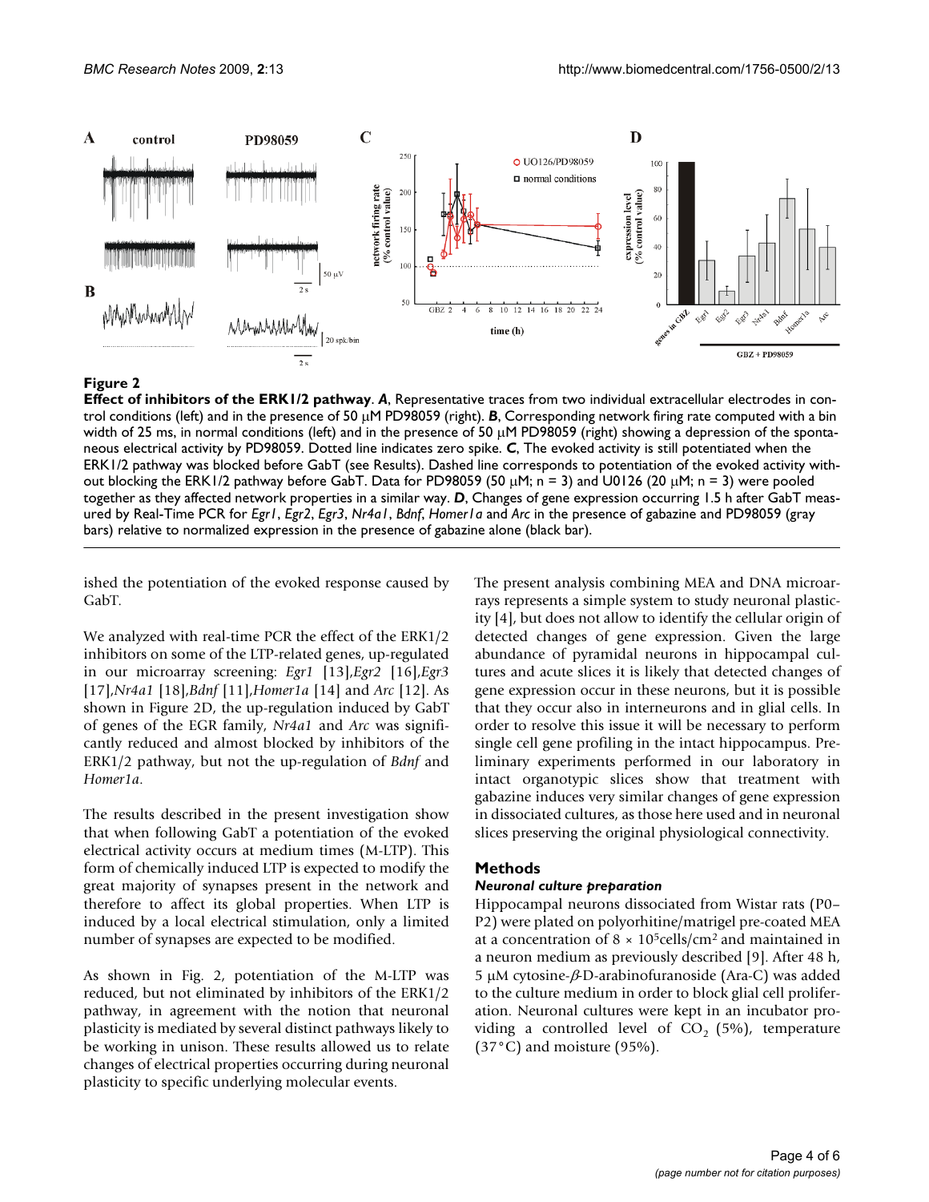**Figure 2**

**Effect of inhibitors of the ERK1/2 pathway**. ***A***, Representative traces from two individual extracellular electrodes in control conditions (left) and in the presence of 50 μM PD98059 (right). ***B***, Corresponding network firing rate computed with a bin width of 25 ms, in normal conditions (left) and in the presence of 50 μM PD98059 (right) showing a depression of the spontaneous electrical activity by PD98059. Dotted line indicates zero spike. ***C***, The evoked activity is still potentiated when the ERK1/2 pathway was blocked before GabT (see Results). Dashed line corresponds to potentiation of the evoked activity without blocking the ERK1/2 pathway before GabT. Data for PD98059 (50 μM; n = 3) and U0126 (20 μM; n = 3) were pooled together as they affected network properties in a similar way. ***D***, Changes of gene expression occurring 1.5 h after GabT measured by Real-Time PCR for *Egr1*, *Egr2*, *Egr3*, *Nr4a1*, *Bdnf*, *Homer1a* and *Arc* in the presence of gabazine and PD98059 (gray bars) relative to normalized expression in the presence of gabazine alone (black bar).

ished the potentiation of the evoked response caused by GabT.

We analyzed with real-time PCR the effect of the ERK1/2 inhibitors on some of the LTP-related genes, up-regulated in our microarray screening: *Egr1* [13],*Egr2* [16],*Egr3* [17],*Nr4a1* [18],*Bdnf* [11],*Homer1a* [14] and *Arc* [12]. As shown in Figure 2D, the up-regulation induced by GabT of genes of the EGR family, *Nr4a1* and *Arc* was significantly reduced and almost blocked by inhibitors of the ERK1/2 pathway, but not the up-regulation of *Bdnf* and *Homer1a*.

The results described in the present investigation show that when following GabT a potentiation of the evoked electrical activity occurs at medium times (M-LTP). This form of chemically induced LTP is expected to modify the great majority of synapses present in the network and therefore to affect its global properties. When LTP is induced by a local electrical stimulation, only a limited number of synapses are expected to be modified.

As shown in Fig. 2, potentiation of the M-LTP was reduced, but not eliminated by inhibitors of the ERK1/2 pathway, in agreement with the notion that neuronal plasticity is mediated by several distinct pathways likely to be working in unison. These results allowed us to relate changes of electrical properties occurring during neuronal plasticity to specific underlying molecular events.

The present analysis combining MEA and DNA microarrays represents a simple system to study neuronal plasticity [4], but does not allow to identify the cellular origin of detected changes of gene expression. Given the large abundance of pyramidal neurons in hippocampal cultures and acute slices it is likely that detected changes of gene expression occur in these neurons, but it is possible that they occur also in interneurons and in glial cells. In order to resolve this issue it will be necessary to perform single cell gene profiling in the intact hippocampus. Preliminary experiments performed in our laboratory in intact organotypic slices show that treatment with gabazine induces very similar changes of gene expression in dissociated cultures, as those here used and in neuronal slices preserving the original physiological connectivity.

## Methods

### *Neuronal culture preparation*

Hippocampal neurons dissociated from Wistar rats (P0–P2) were plated on polyorhitine/matrigel pre-coated MEA at a concentration of $8 \times 10^5$cells/cm$^2$ and maintained in a neuron medium as previously described [9]. After 48 h, 5 μM cytosine-$\beta$-D-arabinofuranoside (Ara-C) was added to the culture medium in order to block glial cell proliferation. Neuronal cultures were kept in an incubator providing a controlled level of $CO_2$ (5%), temperature (37°C) and moisture (95%).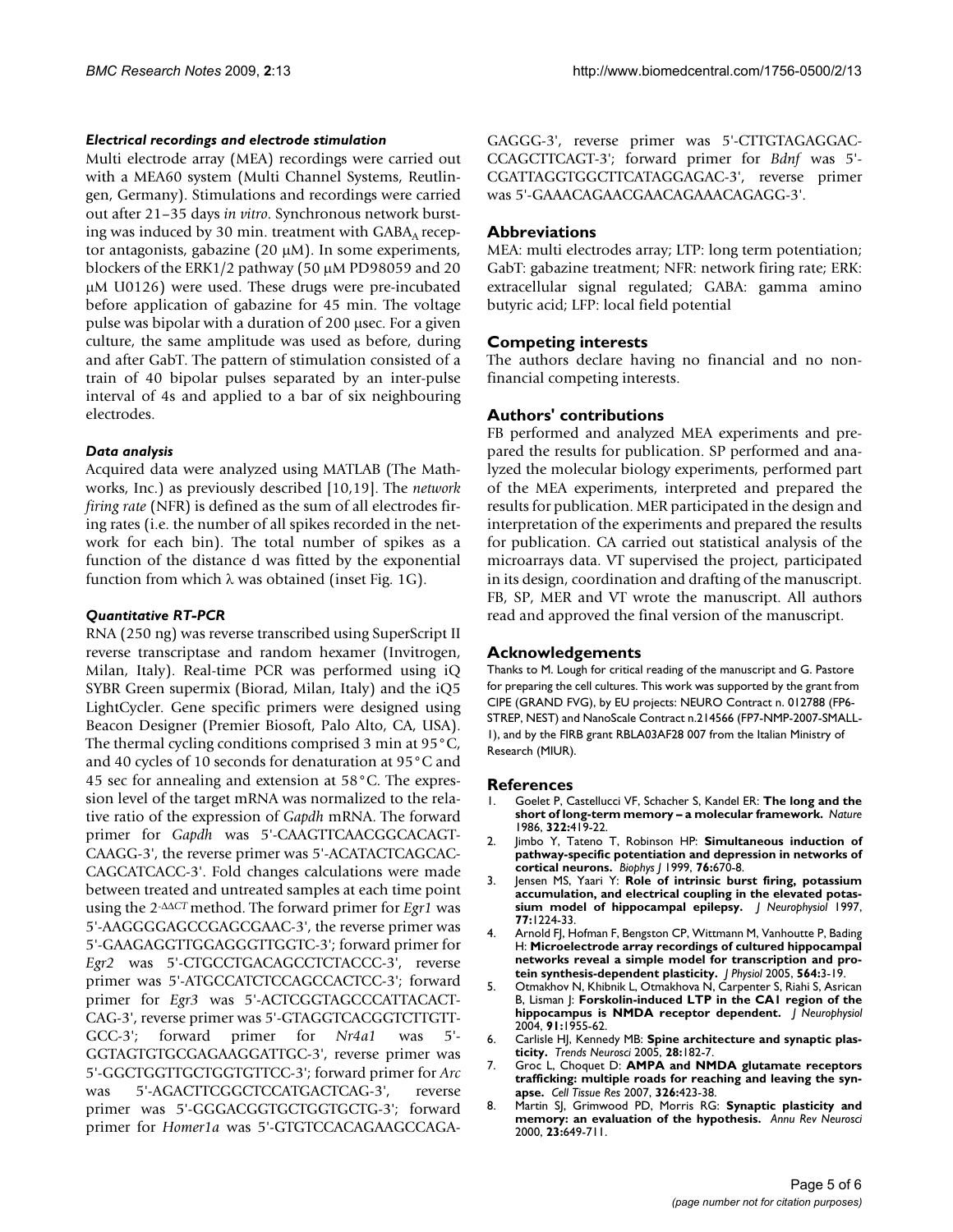### *Electrical recordings and electrode stimulation*

Multi electrode array (MEA) recordings were carried out with a MEA60 system (Multi Channel Systems, Reutlingen, Germany). Stimulations and recordings were carried out after 21–35 days *in vitro*. Synchronous network bursting was induced by 30 min. treatment with $GABA_A$ receptor antagonists, gabazine (20 μM). In some experiments, blockers of the ERK1/2 pathway (50 μM PD98059 and 20 μM U0126) were used. These drugs were pre-incubated before application of gabazine for 45 min. The voltage pulse was bipolar with a duration of 200 μsec. For a given culture, the same amplitude was used as before, during and after GabT. The pattern of stimulation consisted of a train of 40 bipolar pulses separated by an inter-pulse interval of 4s and applied to a bar of six neighbouring electrodes.

### *Data analysis*

Acquired data were analyzed using MATLAB (The Mathworks, Inc.) as previously described [10,19]. The *network firing rate* (NFR) is defined as the sum of all electrodes firing rates (i.e. the number of all spikes recorded in the network for each bin). The total number of spikes as a function of the distance d was fitted by the exponential function from which λ was obtained (inset Fig. 1G).

### *Quantitative RT-PCR*

RNA (250 ng) was reverse transcribed using SuperScript II reverse transcriptase and random hexamer (Invitrogen, Milan, Italy). Real-time PCR was performed using iQ SYBR Green supermix (Biorad, Milan, Italy) and the iQ5 LightCycler. Gene specific primers were designed using Beacon Designer (Premier Biosoft, Palo Alto, CA, USA). The thermal cycling conditions comprised 3 min at 95°C, and 40 cycles of 10 seconds for denaturation at 95°C and 45 sec for annealing and extension at 58°C. The expression level of the target mRNA was normalized to the relative ratio of the expression of *Gapdh* mRNA. The forward primer for *Gapdh* was 5'-CAAGTTCAACGGCACAGTCAAGG-3', the reverse primer was 5'-ACATACTCAGCACCAGCATCACC-3'. Fold changes calculations were made between treated and untreated samples at each time point using the $2^{-\Delta\Delta CT}$ method. The forward primer for *Egr1* was 5'-AAGGGGAGCCGAGCGAAC-3', the reverse primer was 5'-GAAGAGGTTGGAGGGTTGGTC-3'; forward primer for *Egr2* was 5'-CTGCCTGACAGCCTCTACCC-3', reverse primer was 5'-ATGCCATCTCCAGCCACTCC-3'; forward primer for *Egr3* was 5'-ACTCGGTAGCCCATTACACTCAG-3', reverse primer was 5'-GTAGGTCACGGTCTTGTTGCC-3'; forward primer for *Nr4a1* was 5'-GGTAGTGTGCGAGAAGGATTGC-3', reverse primer was 5'-GGCTGGTTGCTGGTGTTCC-3'; forward primer for *Arc* was 5'-AGACTTCGGCTCCATGACTCAG-3', reverse primer was 5'-GGGACGGTGCTGGTGCTG-3'; forward primer for *Homer1a* was 5'-GTGTCCACAGAAGCCAGAGAGGG-3', reverse primer was 5'-CTTGTAGAGGACCCAGCTTCAGT-3'; forward primer for *Bdnf* was 5'-CGATTAGGTGGCTTCATAGGAGAC-3', reverse primer was 5'-GAAACAGAACGAACAGAAACAGAGG-3'.

## Abbreviations

MEA: multi electrodes array; LTP: long term potentiation; GabT: gabazine treatment; NFR: network firing rate; ERK: extracellular signal regulated; GABA: gamma amino butyric acid; LFP: local field potential

## Competing interests

The authors declare having no financial and no non-financial competing interests.

## Authors' contributions

FB performed and analyzed MEA experiments and prepared the results for publication. SP performed and analyzed the molecular biology experiments, performed part of the MEA experiments, interpreted and prepared the results for publication. MER participated in the design and interpretation of the experiments and prepared the results for publication. CA carried out statistical analysis of the microarrays data. VT supervised the project, participated in its design, coordination and drafting of the manuscript. FB, SP, MER and VT wrote the manuscript. All authors read and approved the final version of the manuscript.

## Acknowledgements

Thanks to M. Lough for critical reading of the manuscript and G. Pastore for preparing the cell cultures. This work was supported by the grant from CIPE (GRAND FVG), by EU projects: NEURO Contract n. 012788 (FP6-STREP, NEST) and NanoScale Contract n.214566 (FP7-NMP-2007-SMALL-1), and by the FIRB grant RBLA03AF28 007 from the Italian Ministry of Research (MIUR).

## References

1. Goelet P, Castellucci VF, Schacher S, Kandel ER: **The long and the short of long-term memory – a molecular framework.** *Nature* 1986, **322:**419-22.
2. Jimbo Y, Tateno T, Robinson HP: **Simultaneous induction of pathway-specific potentiation and depression in networks of cortical neurons.** *Biophys J* 1999, **76:**670-8.
3. Jensen MS, Yaari Y: **Role of intrinsic burst firing, potassium accumulation, and electrical coupling in the elevated potassium model of hippocampal epilepsy.** *J Neurophysiol* 1997, **77:**1224-33.
4. Arnold FJ, Hofman F, Bengston CP, Wittmann M, Vanhoutte P, Bading H: **Microelectrode array recordings of cultured hippocampal networks reveal a simple model for transcription and protein synthesis-dependent plasticity.** *J Physiol* 2005, **564:**3-19.
5. Otmakhov N, Khibnik L, Otmakhova N, Carpenter S, Riahi S, Asrican B, Lisman J: **Forskolin-induced LTP in the CA1 region of the hippocampus is NMDA receptor dependent.** *J Neurophysiol* 2004, **91:**1955-62.
6. Carlisle HJ, Kennedy MB: **Spine architecture and synaptic plasticity.** *Trends Neurosci* 2005, **28:**182-7.
7. Groc L, Choquet D: **AMPA and NMDA glutamate receptors trafficking: multiple roads for reaching and leaving the synapse.** *Cell Tissue Res* 2007, **326:**423-38.
8. Martin SJ, Grimwood PD, Morris RG: **Synaptic plasticity and memory: an evaluation of the hypothesis.** *Annu Rev Neurosci* 2000, **23:**649-711.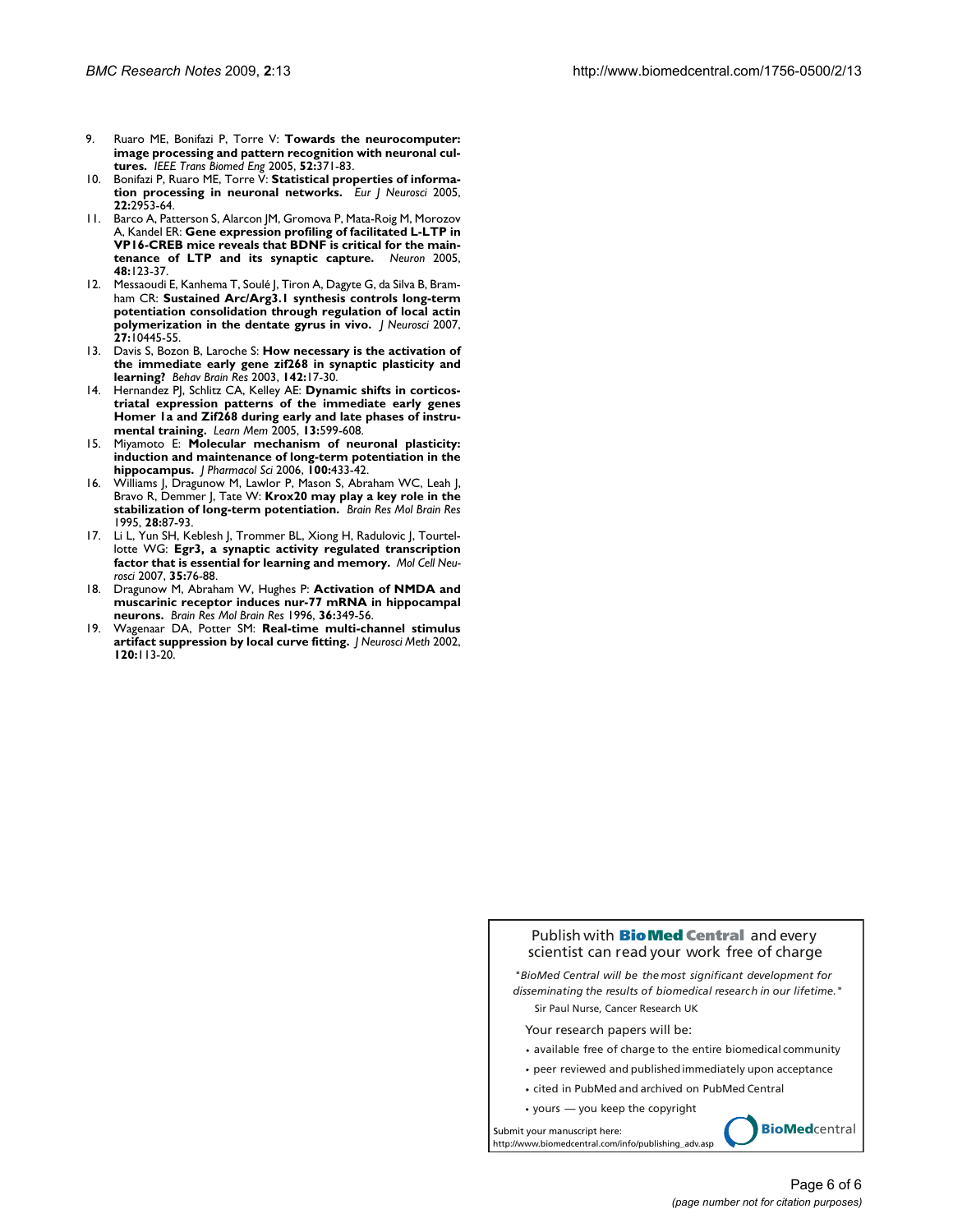9. Ruaro ME, Bonifazi P, Torre V: **Towards the neurocomputer: image processing and pattern recognition with neuronal cultures.** *IEEE Trans Biomed Eng* 2005, **52:**371-83.
10. Bonifazi P, Ruaro ME, Torre V: **Statistical properties of information processing in neuronal networks.** *Eur J Neurosci* 2005, **22:**2953-64.
11. Barco A, Patterson S, Alarcon JM, Gromova P, Mata-Roig M, Morozov A, Kandel ER: **Gene expression profiling of facilitated L-LTP in VP16-CREB mice reveals that BDNF is critical for the maintenance of LTP and its synaptic capture.** *Neuron* 2005, **48:**123-37.
12. Messaoudi E, Kanhema T, Soulé J, Tiron A, Dagyte G, da Silva B, Bramham CR: **Sustained Arc/Arg3.1 synthesis controls long-term potentiation consolidation through regulation of local actin polymerization in the dentate gyrus in vivo.** *J Neurosci* 2007, **27:**10445-55.
13. Davis S, Bozon B, Laroche S: **How necessary is the activation of the immediate early gene zif268 in synaptic plasticity and learning?** *Behav Brain Res* 2003, **142:**17-30.
14. Hernandez PJ, Schlitz CA, Kelley AE: **Dynamic shifts in corticostriatal expression patterns of the immediate early genes Homer 1a and Zif268 during early and late phases of instrumental training.** *Learn Mem* 2005, **13:**599-608.
15. Miyamoto E: **Molecular mechanism of neuronal plasticity: induction and maintenance of long-term potentiation in the hippocampus.** *J Pharmacol Sci* 2006, **100:**433-42.
16. Williams J, Dragunow M, Lawlor P, Mason S, Abraham WC, Leah J, Bravo R, Demmer J, Tate W: **Krox20 may play a key role in the stabilization of long-term potentiation.** *Brain Res Mol Brain Res* 1995, **28:**87-93.
17. Li L, Yun SH, Keblesh J, Trommer BL, Xiong H, Radulovic J, Tourtellotte WG: **Egr3, a synaptic activity regulated transcription factor that is essential for learning and memory.** *Mol Cell Neurosci* 2007, **35:**76-88.
18. Dragunow M, Abraham W, Hughes P: **Activation of NMDA and muscarinic receptor induces nur-77 mRNA in hippocampal neurons.** *Brain Res Mol Brain Res* 1996, **36:**349-56.
19. Wagenaar DA, Potter SM: **Real-time multi-channel stimulus artifact suppression by local curve fitting.** *J Neurosci Meth* 2002, **120:**113-20.

Publish with **BioMed Central** and every scientist can read your work free of charge

*"BioMed Central will be the most significant development for disseminating the results of biomedical research in our lifetime."*

Sir Paul Nurse, Cancer Research UK

Your research papers will be:

- available free of charge to the entire biomedical community
- peer reviewed and published immediately upon acceptance
- cited in PubMed and archived on PubMed Central
- yours — you keep the copyright

Submit your manuscript here:
http://www.biomedcentral.com/info/publishing_adv.asp

**BioMed**central